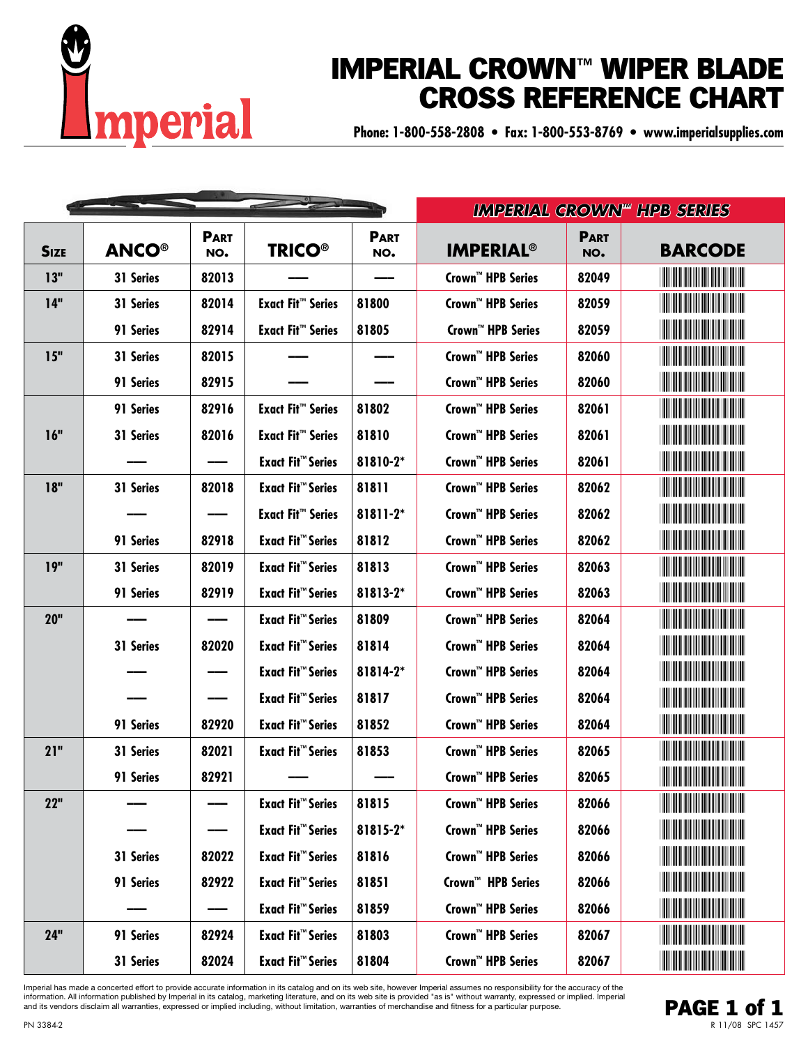# IMPERIAL CROWN™ WIPER BLADE CROSS REFERENCE CHART

**Phone: 1-800-558-2808 • Fax: 1-800-553-8769 • www.imperialsupplies.com**

| | | | | | IMPERIAL CROWN™ HPB SERIES | | |
|---|---|---|---|---|---|---|---|
| **SIZE** | **ANCO®** | **PART NO.** | **TRICO®** | **PART NO.** | **IMPERIAL®** | **PART NO.** | **BARCODE** |
| 13" | 31 Series | 82013 | — | — | Crown™ HPB Series | 82049 | |
| 14" | 31 Series | 82014 | Exact Fit™ Series | 81800 | Crown™ HPB Series | 82059 | |
| | 91 Series | 82914 | Exact Fit™ Series | 81805 | Crown™ HPB Series | 82059 | |
| 15" | 31 Series | 82015 | — | — | Crown™ HPB Series | 82060 | |
| | 91 Series | 82915 | — | — | Crown™ HPB Series | 82060 | |
| 16" | 91 Series | 82916 | Exact Fit™ Series | 81802 | Crown™ HPB Series | 82061 | |
| | 31 Series | 82016 | Exact Fit™ Series | 81810 | Crown™ HPB Series | 82061 | |
| | — | — | Exact Fit™ Series | 81810-2* | Crown™ HPB Series | 82061 | |
| 18" | 31 Series | 82018 | Exact Fit™ Series | 81811 | Crown™ HPB Series | 82062 | |
| | — | — | Exact Fit™ Series | 81811-2* | Crown™ HPB Series | 82062 | |
| | 91 Series | 82918 | Exact Fit™ Series | 81812 | Crown™ HPB Series | 82062 | |
| 19" | 31 Series | 82019 | Exact Fit™ Series | 81813 | Crown™ HPB Series | 82063 | |
| | 91 Series | 82919 | Exact Fit™ Series | 81813-2* | Crown™ HPB Series | 82063 | |
| 20" | — | — | Exact Fit™ Series | 81809 | Crown™ HPB Series | 82064 | |
| | 31 Series | 82020 | Exact Fit™ Series | 81814 | Crown™ HPB Series | 82064 | |
| | — | — | Exact Fit™ Series | 81814-2* | Crown™ HPB Series | 82064 | |
| | — | — | Exact Fit™ Series | 81817 | Crown™ HPB Series | 82064 | |
| | 91 Series | 82920 | Exact Fit™ Series | 81852 | Crown™ HPB Series | 82064 | |
| 21" | 31 Series | 82021 | Exact Fit™ Series | 81853 | Crown™ HPB Series | 82065 | |
| | 91 Series | 82921 | — | — | Crown™ HPB Series | 82065 | |
| 22" | — | — | Exact Fit™ Series | 81815 | Crown™ HPB Series | 82066 | |
| | — | — | Exact Fit™ Series | 81815-2* | Crown™ HPB Series | 82066 | |
| | 31 Series | 82022 | Exact Fit™ Series | 81816 | Crown™ HPB Series | 82066 | |
| | 91 Series | 82922 | Exact Fit™ Series | 81851 | Crown™ HPB Series | 82066 | |
| | — | — | Exact Fit™ Series | 81859 | Crown™ HPB Series | 82066 | |
| 24" | 91 Series | 82924 | Exact Fit™ Series | 81803 | Crown™ HPB Series | 82067 | |
| | 31 Series | 82024 | Exact Fit™ Series | 81804 | Crown™ HPB Series | 82067 | |

Imperial has made a concerted effort to provide accurate information in its catalog and on its web site, however Imperial assumes no responsibility for the accuracy of the information. All information published by Imperial in its catalog, marketing literature, and on its web site is provided "as is" without warranty, expressed or implied. Imperial and its vendors disclaim all warranties, expressed or implied including, without limitation, warranties of merchandise and fitness for a particular purpose.

PN 3384-2

R 11/08 SPC 1457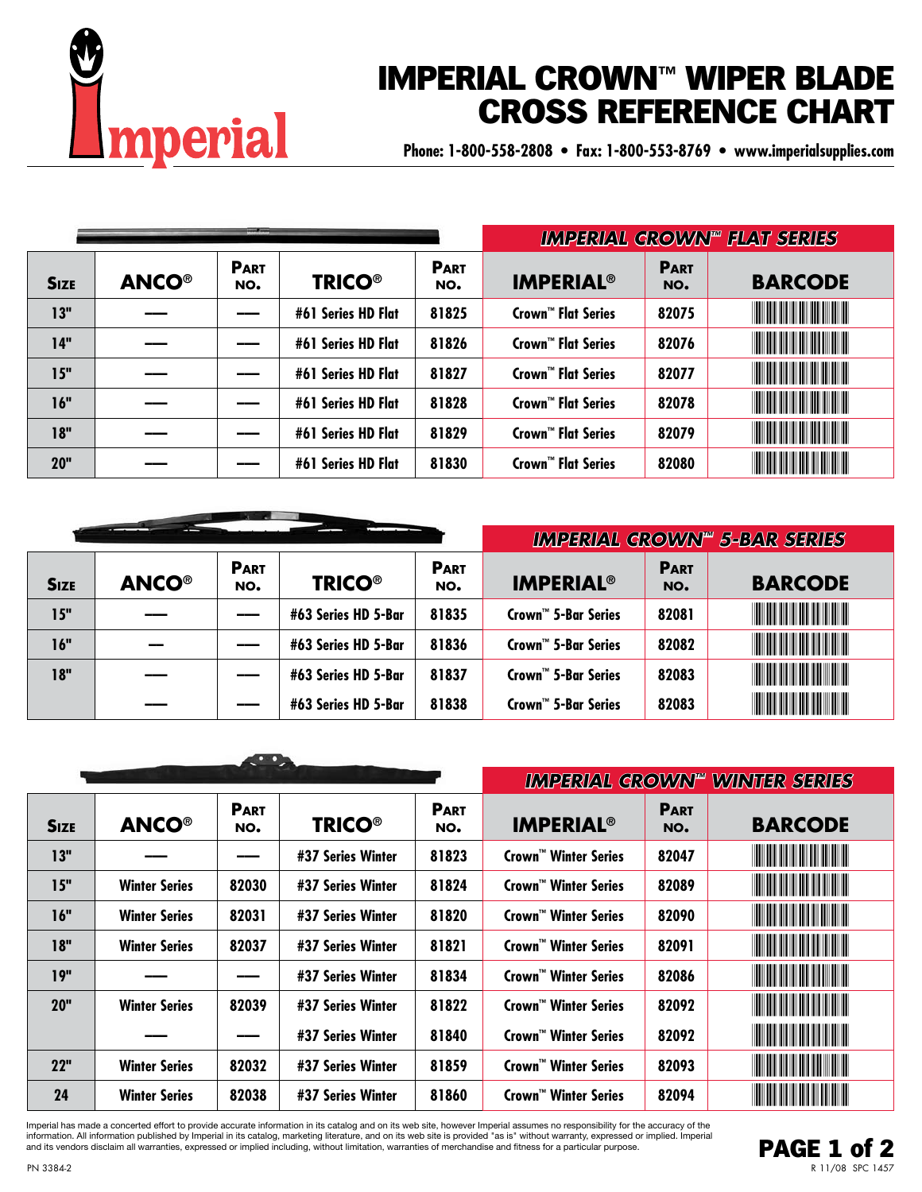# IMPERIAL CROWN™ WIPER BLADE CROSS REFERENCE CHART

**Phone: 1-800-558-2808 • Fax: 1-800-553-8769 • www.imperialsupplies.com**

## IMPERIAL CROWN™ FLAT SERIES

| SIZE | ANCO® | PART NO. | TRICO® | PART NO. | IMPERIAL® | PART NO. | BARCODE |
|---|---|---|---|---|---|---|---|
| 13" | — | — | #61 Series HD Flat | 81825 | Crown™ Flat Series | 82075 | |
| 14" | — | — | #61 Series HD Flat | 81826 | Crown™ Flat Series | 82076 | |
| 15" | — | — | #61 Series HD Flat | 81827 | Crown™ Flat Series | 82077 | |
| 16" | — | — | #61 Series HD Flat | 81828 | Crown™ Flat Series | 82078 | |
| 18" | — | — | #61 Series HD Flat | 81829 | Crown™ Flat Series | 82079 | |
| 20" | — | — | #61 Series HD Flat | 81830 | Crown™ Flat Series | 82080 | |

## IMPERIAL CROWN™ 5-BAR SERIES

| SIZE | ANCO® | PART NO. | TRICO® | PART NO. | IMPERIAL® | PART NO. | BARCODE |
|---|---|---|---|---|---|---|---|
| 15" | — | — | #63 Series HD 5-Bar | 81835 | Crown™ 5-Bar Series | 82081 | |
| 16" | — | — | #63 Series HD 5-Bar | 81836 | Crown™ 5-Bar Series | 82082 | |
| 18" | — | — | #63 Series HD 5-Bar | 81837 | Crown™ 5-Bar Series | 82083 | |
| | — | — | #63 Series HD 5-Bar | 81838 | Crown™ 5-Bar Series | 82083 | |

## IMPERIAL CROWN™ WINTER SERIES

| SIZE | ANCO® | PART NO. | TRICO® | PART NO. | IMPERIAL® | PART NO. | BARCODE |
|---|---|---|---|---|---|---|---|
| 13" | — | — | #37 Series Winter | 81823 | Crown™ Winter Series | 82047 | |
| 15" | Winter Series | 82030 | #37 Series Winter | 81824 | Crown™ Winter Series | 82089 | |
| 16" | Winter Series | 82031 | #37 Series Winter | 81820 | Crown™ Winter Series | 82090 | |
| 18" | Winter Series | 82037 | #37 Series Winter | 81821 | Crown™ Winter Series | 82091 | |
| 19" | — | — | #37 Series Winter | 81834 | Crown™ Winter Series | 82086 | |
| 20" | Winter Series | 82039 | #37 Series Winter | 81822 | Crown™ Winter Series | 82092 | |
| | — | — | #37 Series Winter | 81840 | Crown™ Winter Series | 82092 | |
| 22" | Winter Series | 82032 | #37 Series Winter | 81859 | Crown™ Winter Series | 82093 | |
| 24 | Winter Series | 82038 | #37 Series Winter | 81860 | Crown™ Winter Series | 82094 | |

Imperial has made a concerted effort to provide accurate information in its catalog and on its web site, however Imperial assumes no responsibility for the accuracy of the information. All information published by Imperial in its catalog, marketing literature, and on its web site is provided "as is" without warranty, expressed or implied. Imperial and its vendors disclaim all warranties, expressed or implied including, without limitation, warranties of merchandise and fitness for a particular purpose.

PN 3384-2

R 11/08 SPC 1457